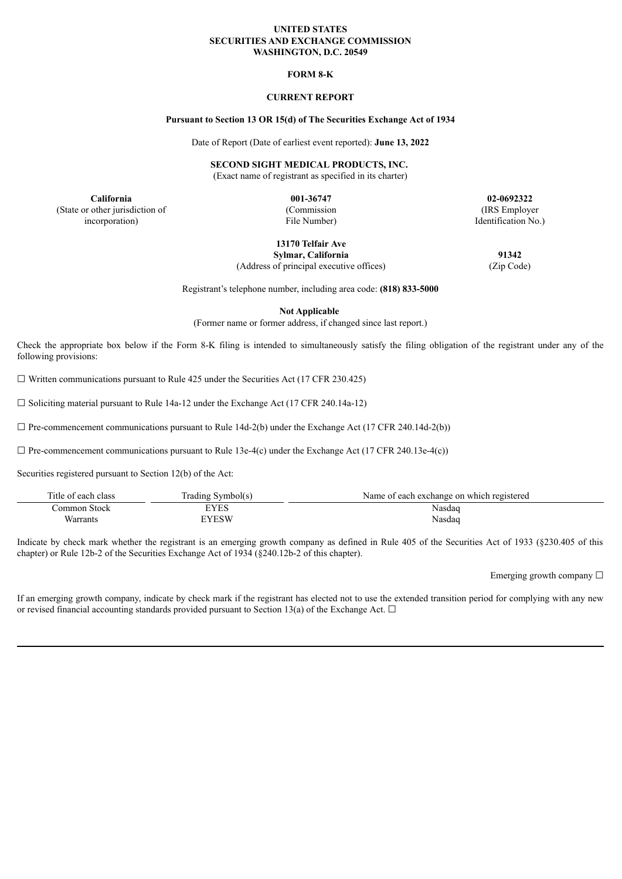**UNITED STATES**
**SECURITIES AND EXCHANGE COMMISSION**
**WASHINGTON, D.C. 20549**

**FORM 8-K**

**CURRENT REPORT**

**Pursuant to Section 13 OR 15(d) of The Securities Exchange Act of 1934**

Date of Report (Date of earliest event reported): **June 13, 2022**

**SECOND SIGHT MEDICAL PRODUCTS, INC.**
(Exact name of registrant as specified in its charter)

| **California** | **001-36747** | **02-0692322** |
|---|---|---|
| (State or other jurisdiction of incorporation) | (Commission File Number) | (IRS Employer Identification No.) |

| **13170 Telfair Ave Sylmar, California** | **91342** |
|---|---|
| (Address of principal executive offices) | (Zip Code) |

Registrant's telephone number, including area code: **(818) 833-5000**

**Not Applicable**
(Former name or former address, if changed since last report.)

Check the appropriate box below if the Form 8-K filing is intended to simultaneously satisfy the filing obligation of the registrant under any of the following provisions:

☐ Written communications pursuant to Rule 425 under the Securities Act (17 CFR 230.425)

☐ Soliciting material pursuant to Rule 14a-12 under the Exchange Act (17 CFR 240.14a-12)

☐ Pre-commencement communications pursuant to Rule 14d-2(b) under the Exchange Act (17 CFR 240.14d-2(b))

☐ Pre-commencement communications pursuant to Rule 13e-4(c) under the Exchange Act (17 CFR 240.13e-4(c))

Securities registered pursuant to Section 12(b) of the Act:

| Title of each class | Trading Symbol(s) | Name of each exchange on which registered |
|---|---|---|
| Common Stock | EYES | Nasdaq |
| Warrants | EYESW | Nasdaq |

Indicate by check mark whether the registrant is an emerging growth company as defined in Rule 405 of the Securities Act of 1933 (§230.405 of this chapter) or Rule 12b-2 of the Securities Exchange Act of 1934 (§240.12b-2 of this chapter).

Emerging growth company ☐

If an emerging growth company, indicate by check mark if the registrant has elected not to use the extended transition period for complying with any new or revised financial accounting standards provided pursuant to Section 13(a) of the Exchange Act. ☐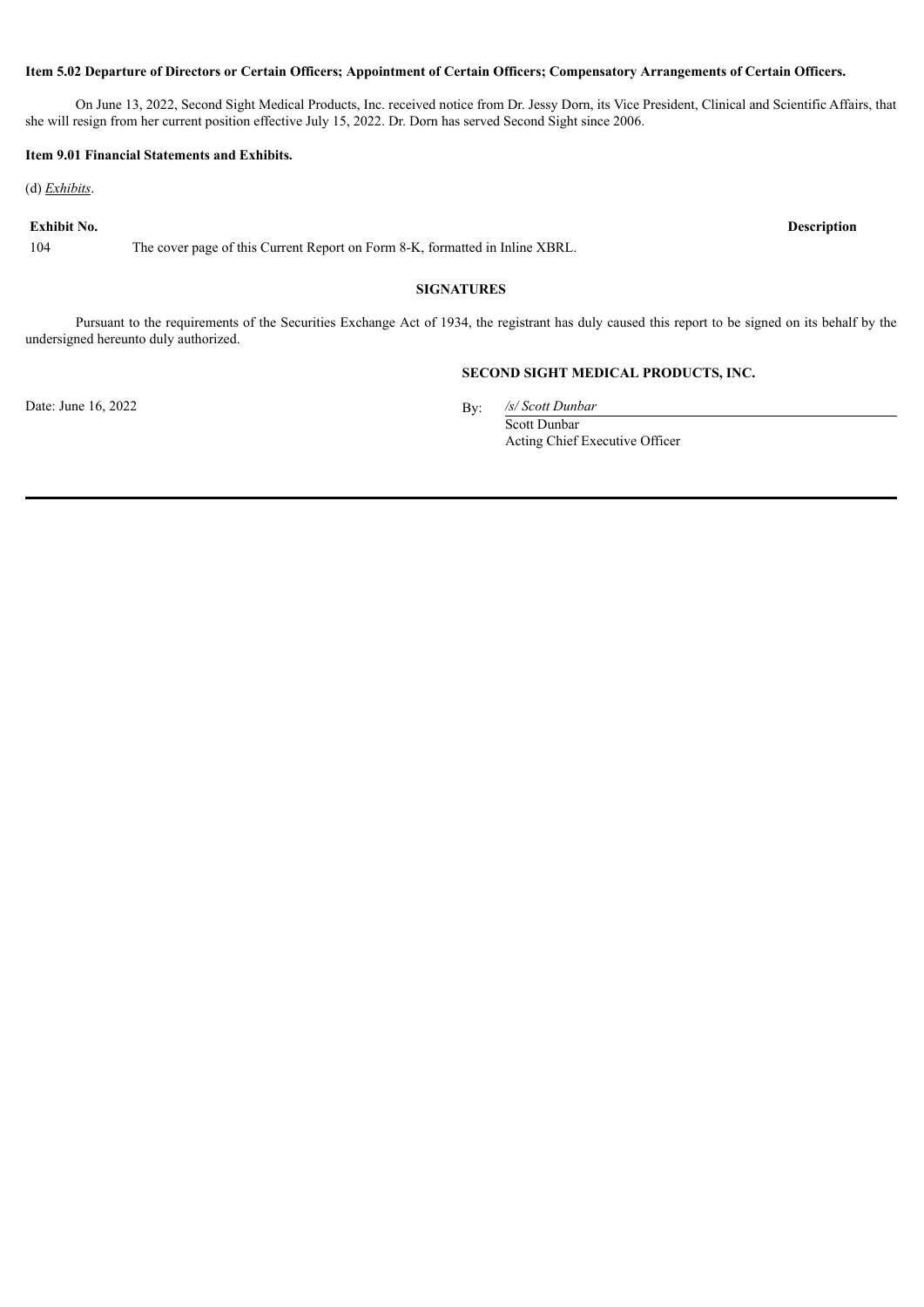**Item 5.02 Departure of Directors or Certain Officers; Appointment of Certain Officers; Compensatory Arrangements of Certain Officers.**

On June 13, 2022, Second Sight Medical Products, Inc. received notice from Dr. Jessy Dorn, its Vice President, Clinical and Scientific Affairs, that she will resign from her current position effective July 15, 2022. Dr. Dorn has served Second Sight since 2006.

**Item 9.01 Financial Statements and Exhibits.**

(d) *Exhibits*.

| Exhibit No. | Description |
| --- | --- |
| 104 | The cover page of this Current Report on Form 8-K, formatted in Inline XBRL. |

**SIGNATURES**

Pursuant to the requirements of the Securities Exchange Act of 1934, the registrant has duly caused this report to be signed on its behalf by the undersigned hereunto duly authorized.

**SECOND SIGHT MEDICAL PRODUCTS, INC.**

Date: June 16, 2022

By: */s/ Scott Dunbar*
Scott Dunbar
Acting Chief Executive Officer